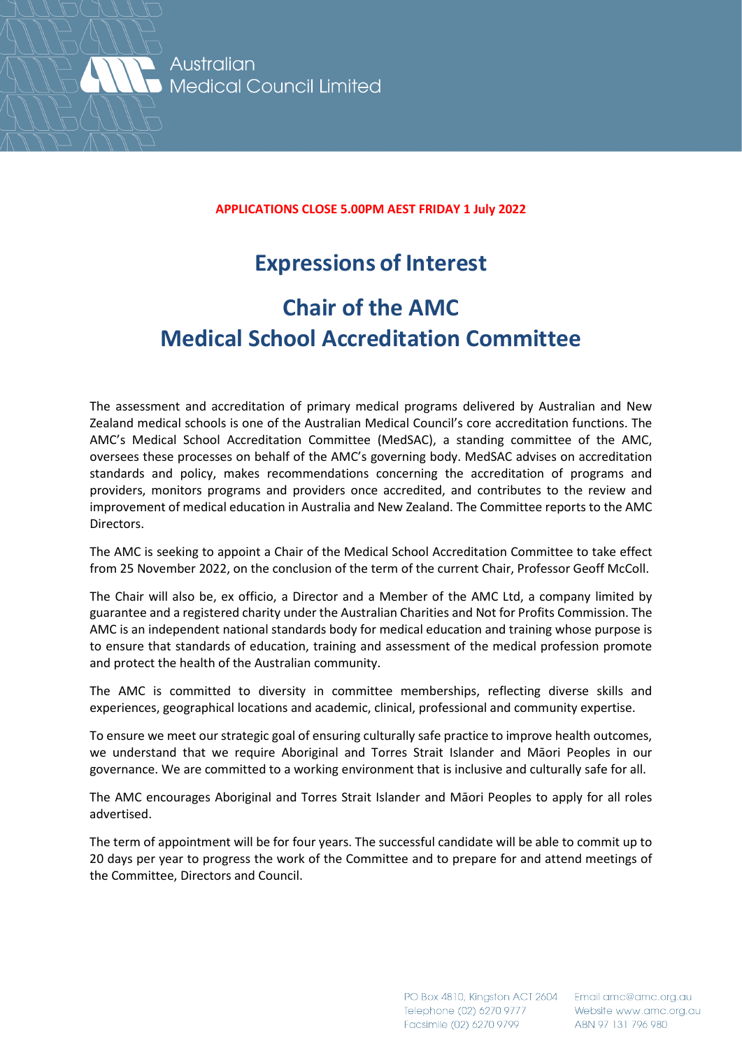Australian Medical Council Limited

**APPLICATIONS CLOSE 5.00PM AEST FRIDAY 1 July 2022**

# Expressions of Interest

# Chair of the AMC Medical School Accreditation Committee

The assessment and accreditation of primary medical programs delivered by Australian and New Zealand medical schools is one of the Australian Medical Council's core accreditation functions. The AMC's Medical School Accreditation Committee (MedSAC), a standing committee of the AMC, oversees these processes on behalf of the AMC's governing body. MedSAC advises on accreditation standards and policy, makes recommendations concerning the accreditation of programs and providers, monitors programs and providers once accredited, and contributes to the review and improvement of medical education in Australia and New Zealand. The Committee reports to the AMC Directors.

The AMC is seeking to appoint a Chair of the Medical School Accreditation Committee to take effect from 25 November 2022, on the conclusion of the term of the current Chair, Professor Geoff McColl.

The Chair will also be, ex officio, a Director and a Member of the AMC Ltd, a company limited by guarantee and a registered charity under the Australian Charities and Not for Profits Commission. The AMC is an independent national standards body for medical education and training whose purpose is to ensure that standards of education, training and assessment of the medical profession promote and protect the health of the Australian community.

The AMC is committed to diversity in committee memberships, reflecting diverse skills and experiences, geographical locations and academic, clinical, professional and community expertise.

To ensure we meet our strategic goal of ensuring culturally safe practice to improve health outcomes, we understand that we require Aboriginal and Torres Strait Islander and Māori Peoples in our governance. We are committed to a working environment that is inclusive and culturally safe for all.

The AMC encourages Aboriginal and Torres Strait Islander and Māori Peoples to apply for all roles advertised.

The term of appointment will be for four years. The successful candidate will be able to commit up to 20 days per year to progress the work of the Committee and to prepare for and attend meetings of the Committee, Directors and Council.

PO Box 4810, Kingston ACT 2604
Telephone (02) 6270 9777
Facsimile (02) 6270 9799

Email amc@amc.org.au
Website www.amc.org.au
ABN 97 131 796 980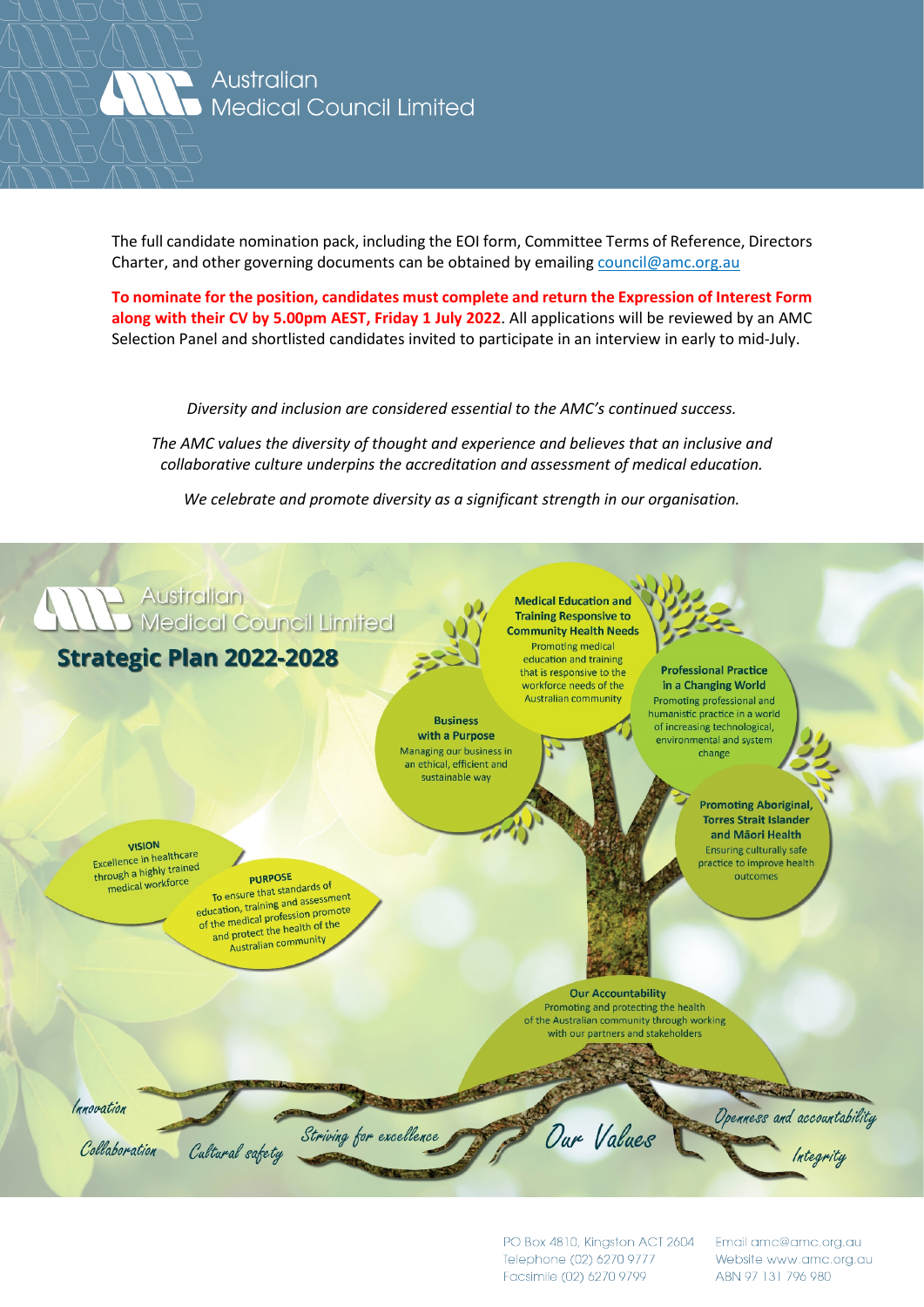The full candidate nomination pack, including the EOI form, Committee Terms of Reference, Directors Charter, and other governing documents can be obtained by emailing council@amc.org.au

**To nominate for the position, candidates must complete and return the Expression of Interest Form along with their CV by 5.00pm AEST, Friday 1 July 2022.** All applications will be reviewed by an AMC Selection Panel and shortlisted candidates invited to participate in an interview in early to mid-July.

*Diversity and inclusion are considered essential to the AMC's continued success.*

*The AMC values the diversity of thought and experience and believes that an inclusive and collaborative culture underpins the accreditation and assessment of medical education.*

*We celebrate and promote diversity as a significant strength in our organisation.*

Australian Medical Council Limited

## Strategic Plan 2022-2028

**Medical Education and Training Responsive to Community Health Needs**
Promoting medical education and training that is responsive to the workforce needs of the Australian community

**Professional Practice in a Changing World**
Promoting professional and humanistic practice in a world of increasing technological, environmental and system change

**Business with a Purpose**
Managing our business in an ethical, efficient and sustainable way

**Promoting Aboriginal, Torres Strait Islander and Māori Health**
Ensuring culturally safe practice to improve health outcomes

**VISION**
Excellence in healthcare through a highly trained medical workforce

**PURPOSE**
To ensure that standards of education, training and assessment of the medical profession promote and protect the health of the Australian community

**Our Accountability**
Promoting and protecting the health of the Australian community through working with our partners and stakeholders

Our Values

Innovation

Collaboration

Cultural safety

Striving for excellence

Openness and accountability

Integrity

PO Box 4810, Kingston ACT 2604
Telephone (02) 6270 9777
Facsimile (02) 6270 9799

Email amc@amc.org.au
Website www.amc.org.au
ABN 97 131 796 980